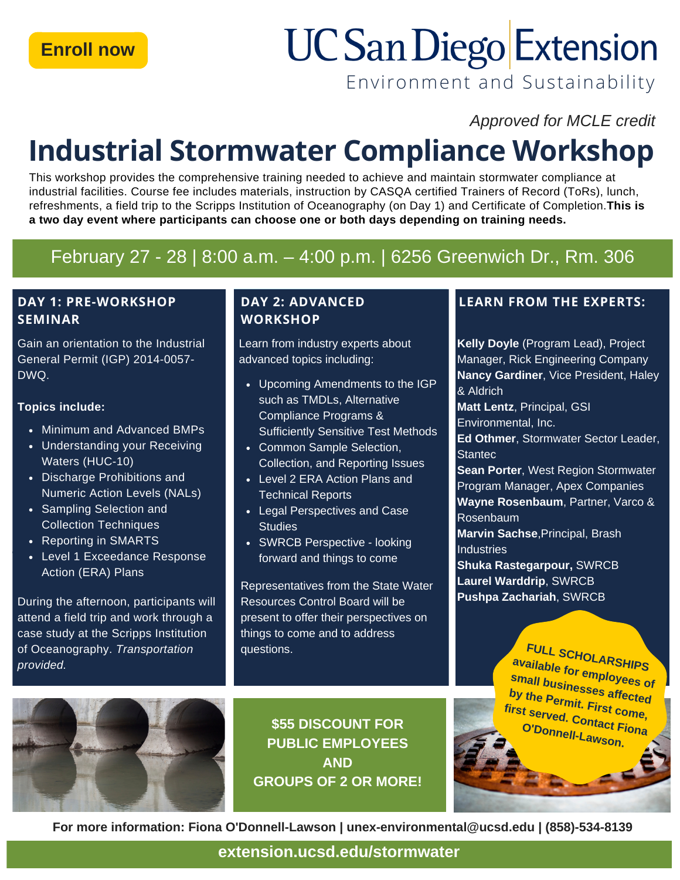Enroll now

UC San Diego Extension

Environment and Sustainability

*Approved for MCLE credit*

# Industrial Stormwater Compliance Workshop

This workshop provides the comprehensive training needed to achieve and maintain stormwater compliance at industrial facilities. Course fee includes materials, instruction by CASQA certified Trainers of Record (ToRs), lunch, refreshments, a field trip to the Scripps Institution of Oceanography (on Day 1) and Certificate of Completion.**This is a two day event where participants can choose one or both days depending on training needs.**

February 27 - 28 | 8:00 a.m. – 4:00 p.m. | 6256 Greenwich Dr., Rm. 306

## DAY 1: PRE-WORKSHOP SEMINAR

Gain an orientation to the Industrial General Permit (IGP) 2014-0057-DWQ.

**Topics include:**

- Minimum and Advanced BMPs
- Understanding your Receiving Waters (HUC-10)
- Discharge Prohibitions and Numeric Action Levels (NALs)
- Sampling Selection and Collection Techniques
- Reporting in SMARTS
- Level 1 Exceedance Response Action (ERA) Plans

During the afternoon, participants will attend a field trip and work through a case study at the Scripps Institution of Oceanography. *Transportation provided.*

## DAY 2: ADVANCED WORKSHOP

Learn from industry experts about advanced topics including:

- Upcoming Amendments to the IGP such as TMDLs, Alternative Compliance Programs & Sufficiently Sensitive Test Methods
- Common Sample Selection, Collection, and Reporting Issues
- Level 2 ERA Action Plans and Technical Reports
- Legal Perspectives and Case Studies
- SWRCB Perspective - looking forward and things to come

Representatives from the State Water Resources Control Board will be present to offer their perspectives on things to come and to address questions.

## LEARN FROM THE EXPERTS:

**Kelly Doyle** (Program Lead), Project Manager, Rick Engineering Company
**Nancy Gardiner**, Vice President, Haley & Aldrich
**Matt Lentz**, Principal, GSI Environmental, Inc.
**Ed Othmer**, Stormwater Sector Leader, Stantec
**Sean Porter**, West Region Stormwater Program Manager, Apex Companies
**Wayne Rosenbaum**, Partner, Varco & Rosenbaum
**Marvin Sachse**,Principal, Brash Industries
**Shuka Rastegarpour,** SWRCB
**Laurel Warddrip**, SWRCB
**Pushpa Zachariah**, SWRCB

**FULL SCHOLARSHIPS available for employees of small businesses affected by the Permit. First come, first served. Contact Fiona O'Donnell-Lawson.**

**$55 DISCOUNT FOR PUBLIC EMPLOYEES AND GROUPS OF 2 OR MORE!**

**For more information: Fiona O'Donnell-Lawson | unex-environmental@ucsd.edu | (858)-534-8139**

**extension.ucsd.edu/stormwater**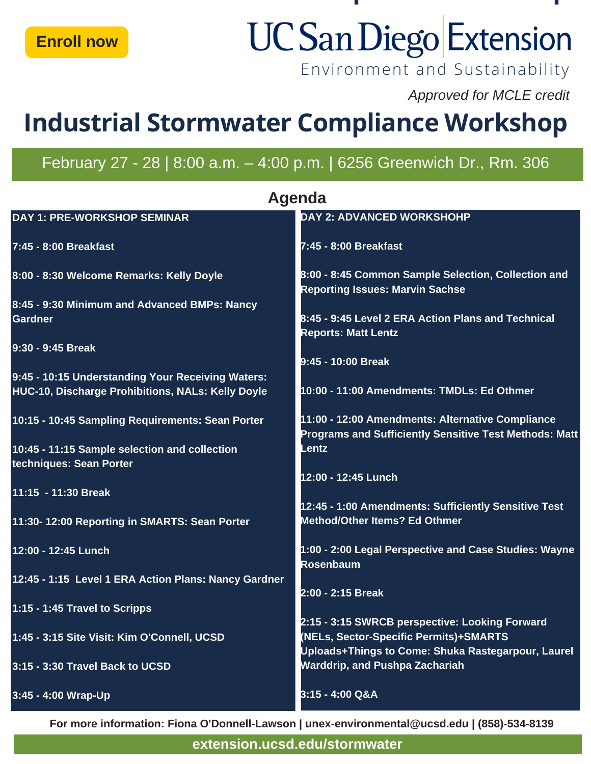Enroll now

UC San Diego Extension
Environment and Sustainability

*Approved for MCLE credit*

# Industrial Stormwater Compliance Workshop

February 27 - 28 | 8:00 a.m. – 4:00 p.m. | 6256 Greenwich Dr., Rm. 306

## Agenda

### DAY 1: PRE-WORKSHOP SEMINAR

**7:45 - 8:00 Breakfast**

**8:00 - 8:30 Welcome Remarks: Kelly Doyle**

**8:45 - 9:30 Minimum and Advanced BMPs: Nancy Gardner**

**9:30 - 9:45 Break**

**9:45 - 10:15 Understanding Your Receiving Waters: HUC-10, Discharge Prohibitions, NALs: Kelly Doyle**

**10:15 - 10:45 Sampling Requirements: Sean Porter**

**10:45 - 11:15 Sample selection and collection techniques: Sean Porter**

**11:15 - 11:30 Break**

**11:30- 12:00 Reporting in SMARTS: Sean Porter**

**12:00 - 12:45 Lunch**

**12:45 - 1:15 Level 1 ERA Action Plans: Nancy Gardner**

**1:15 - 1:45 Travel to Scripps**

**1:45 - 3:15 Site Visit: Kim O'Connell, UCSD**

**3:15 - 3:30 Travel Back to UCSD**

**3:45 - 4:00 Wrap-Up**

### DAY 2: ADVANCED WORKSHOHP

**7:45 - 8:00 Breakfast**

**8:00 - 8:45 Common Sample Selection, Collection and Reporting Issues: Marvin Sachse**

**8:45 - 9:45 Level 2 ERA Action Plans and Technical Reports: Matt Lentz**

**9:45 - 10:00 Break**

**10:00 - 11:00 Amendments: TMDLs: Ed Othmer**

**11:00 - 12:00 Amendments: Alternative Compliance Programs and Sufficiently Sensitive Test Methods: Matt Lentz**

**12:00 - 12:45 Lunch**

**12:45 - 1:00 Amendments: Sufficiently Sensitive Test Method/Other Items? Ed Othmer**

**1:00 - 2:00 Legal Perspective and Case Studies: Wayne Rosenbaum**

**2:00 - 2:15 Break**

**2:15 - 3:15 SWRCB perspective: Looking Forward (NELs, Sector-Specific Permits)+SMARTS Uploads+Things to Come: Shuka Rastegarpour, Laurel Warddrip, and Pushpa Zachariah**

**3:15 - 4:00 Q&A**

**For more information: Fiona O'Donnell-Lawson | unex-environmental@ucsd.edu | (858)-534-8139**

**extension.ucsd.edu/stormwater**